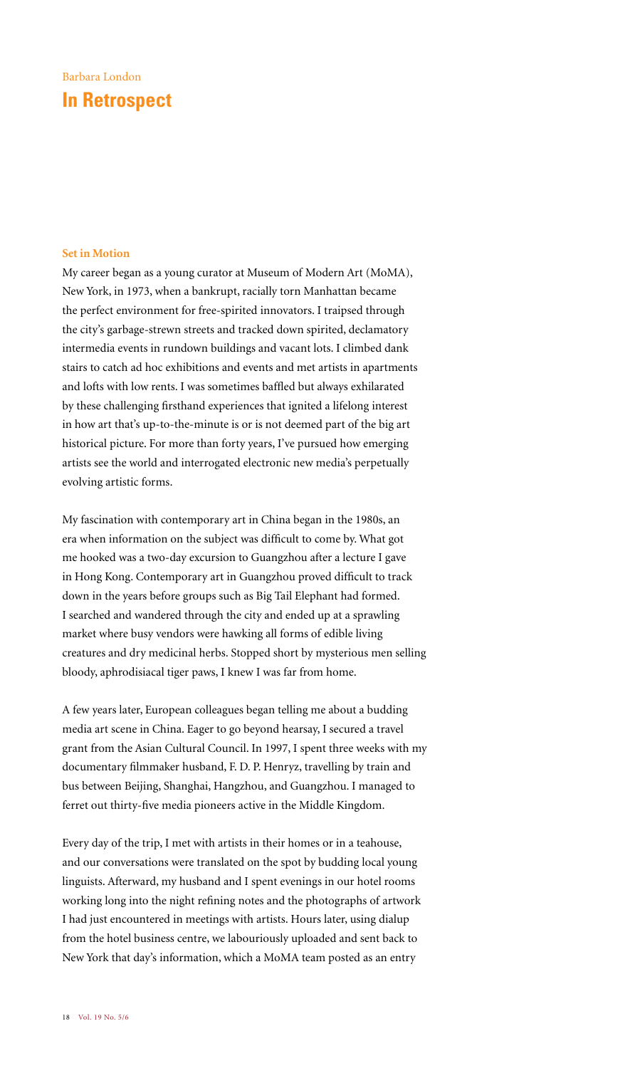Barbara London

# In Retrospect

## Set in Motion

My career began as a young curator at Museum of Modern Art (MoMA), New York, in 1973, when a bankrupt, racially torn Manhattan became the perfect environment for free-spirited innovators. I traipsed through the city's garbage-strewn streets and tracked down spirited, declamatory intermedia events in rundown buildings and vacant lots. I climbed dank stairs to catch ad hoc exhibitions and events and met artists in apartments and lofts with low rents. I was sometimes baffled but always exhilarated by these challenging firsthand experiences that ignited a lifelong interest in how art that's up-to-the-minute is or is not deemed part of the big art historical picture. For more than forty years, I've pursued how emerging artists see the world and interrogated electronic new media's perpetually evolving artistic forms.

My fascination with contemporary art in China began in the 1980s, an era when information on the subject was difficult to come by. What got me hooked was a two-day excursion to Guangzhou after a lecture I gave in Hong Kong. Contemporary art in Guangzhou proved difficult to track down in the years before groups such as Big Tail Elephant had formed. I searched and wandered through the city and ended up at a sprawling market where busy vendors were hawking all forms of edible living creatures and dry medicinal herbs. Stopped short by mysterious men selling bloody, aphrodisiacal tiger paws, I knew I was far from home.

A few years later, European colleagues began telling me about a budding media art scene in China. Eager to go beyond hearsay, I secured a travel grant from the Asian Cultural Council. In 1997, I spent three weeks with my documentary filmmaker husband, F. D. P. Henryz, travelling by train and bus between Beijing, Shanghai, Hangzhou, and Guangzhou. I managed to ferret out thirty-five media pioneers active in the Middle Kingdom.

Every day of the trip, I met with artists in their homes or in a teahouse, and our conversations were translated on the spot by budding local young linguists. Afterward, my husband and I spent evenings in our hotel rooms working long into the night refining notes and the photographs of artwork I had just encountered in meetings with artists. Hours later, using dialup from the hotel business centre, we labouriously uploaded and sent back to New York that day's information, which a MoMA team posted as an entry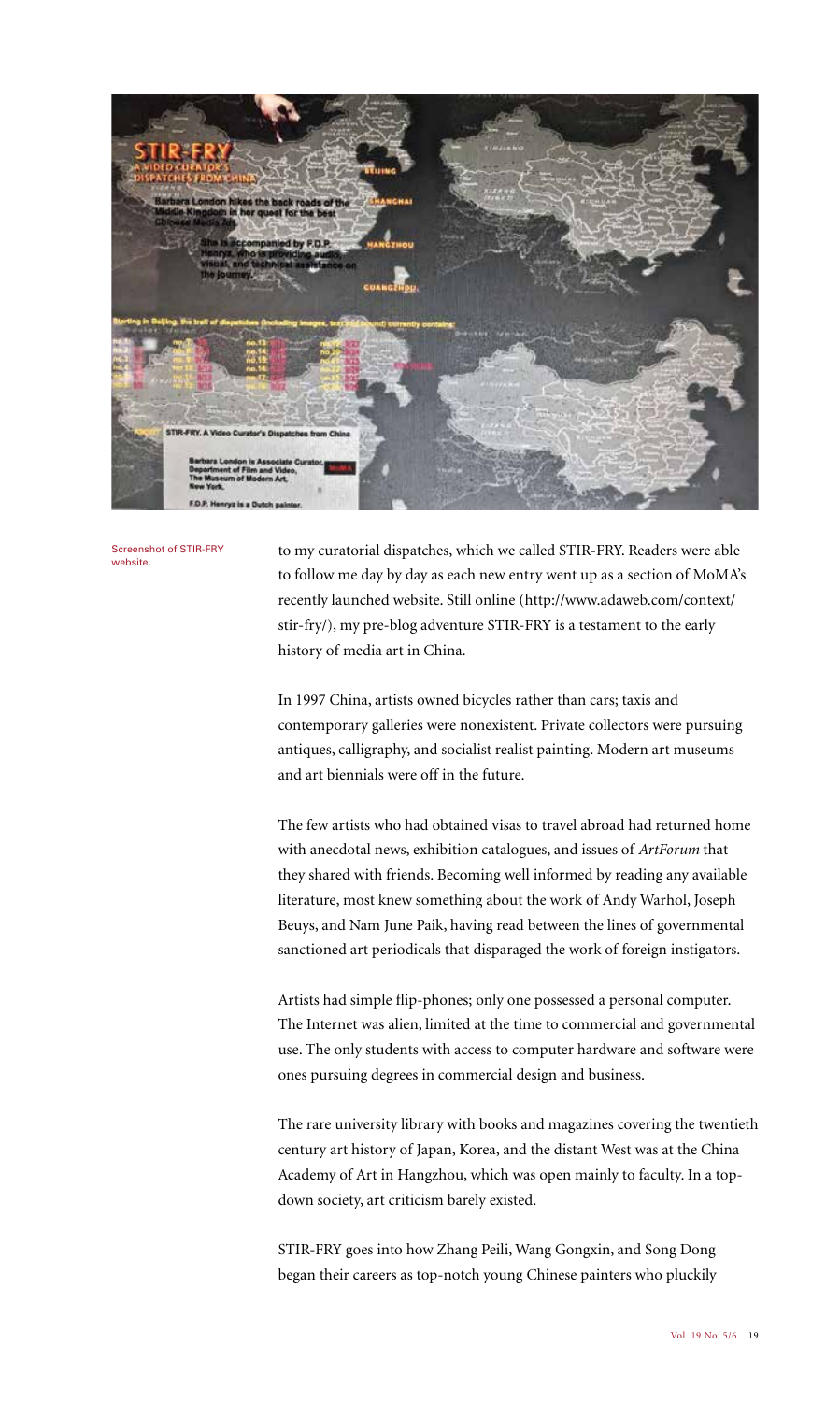Screenshot of STIR-FRY website.

to my curatorial dispatches, which we called STIR-FRY. Readers were able to follow me day by day as each new entry went up as a section of MoMA's recently launched website. Still online (http://www.adaweb.com/context/stir-fry/), my pre-blog adventure STIR-FRY is a testament to the early history of media art in China.

In 1997 China, artists owned bicycles rather than cars; taxis and contemporary galleries were nonexistent. Private collectors were pursuing antiques, calligraphy, and socialist realist painting. Modern art museums and art biennials were off in the future.

The few artists who had obtained visas to travel abroad had returned home with anecdotal news, exhibition catalogues, and issues of *ArtForum* that they shared with friends. Becoming well informed by reading any available literature, most knew something about the work of Andy Warhol, Joseph Beuys, and Nam June Paik, having read between the lines of governmental sanctioned art periodicals that disparaged the work of foreign instigators.

Artists had simple flip-phones; only one possessed a personal computer. The Internet was alien, limited at the time to commercial and governmental use. The only students with access to computer hardware and software were ones pursuing degrees in commercial design and business.

The rare university library with books and magazines covering the twentieth century art history of Japan, Korea, and the distant West was at the China Academy of Art in Hangzhou, which was open mainly to faculty. In a top-down society, art criticism barely existed.

STIR-FRY goes into how Zhang Peili, Wang Gongxin, and Song Dong began their careers as top-notch young Chinese painters who pluckily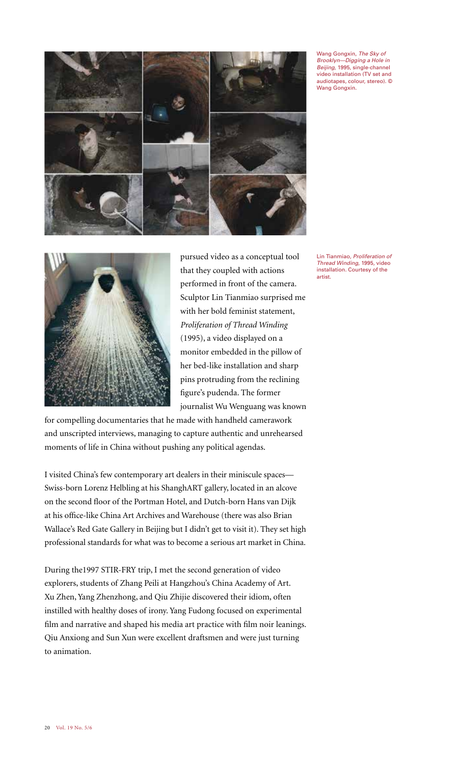Wang Gongxin, *The Sky of Brooklyn—Digging a Hole in Beijing*, 1995, single-channel video installation (TV set and audiotapes, colour, stereo). © Wang Gongxin.

Lin Tianmiao, *Proliferation of Thread Winding*, 1995, video installation. Courtesy of the artist.

pursued video as a conceptual tool that they coupled with actions performed in front of the camera. Sculptor Lin Tianmiao surprised me with her bold feminist statement, *Proliferation of Thread Winding* (1995), a video displayed on a monitor embedded in the pillow of her bed-like installation and sharp pins protruding from the reclining figure's pudenda. The former journalist Wu Wenguang was known for compelling documentaries that he made with handheld camerawork and unscripted interviews, managing to capture authentic and unrehearsed moments of life in China without pushing any political agendas.

I visited China's few contemporary art dealers in their miniscule spaces—Swiss-born Lorenz Helbling at his ShanghART gallery, located in an alcove on the second floor of the Portman Hotel, and Dutch-born Hans van Dijk at his office-like China Art Archives and Warehouse (there was also Brian Wallace's Red Gate Gallery in Beijing but I didn't get to visit it). They set high professional standards for what was to become a serious art market in China.

During the1997 STIR-FRY trip, I met the second generation of video explorers, students of Zhang Peili at Hangzhou's China Academy of Art. Xu Zhen, Yang Zhenzhong, and Qiu Zhijie discovered their idiom, often instilled with healthy doses of irony. Yang Fudong focused on experimental film and narrative and shaped his media art practice with film noir leanings. Qiu Anxiong and Sun Xun were excellent draftsmen and were just turning to animation.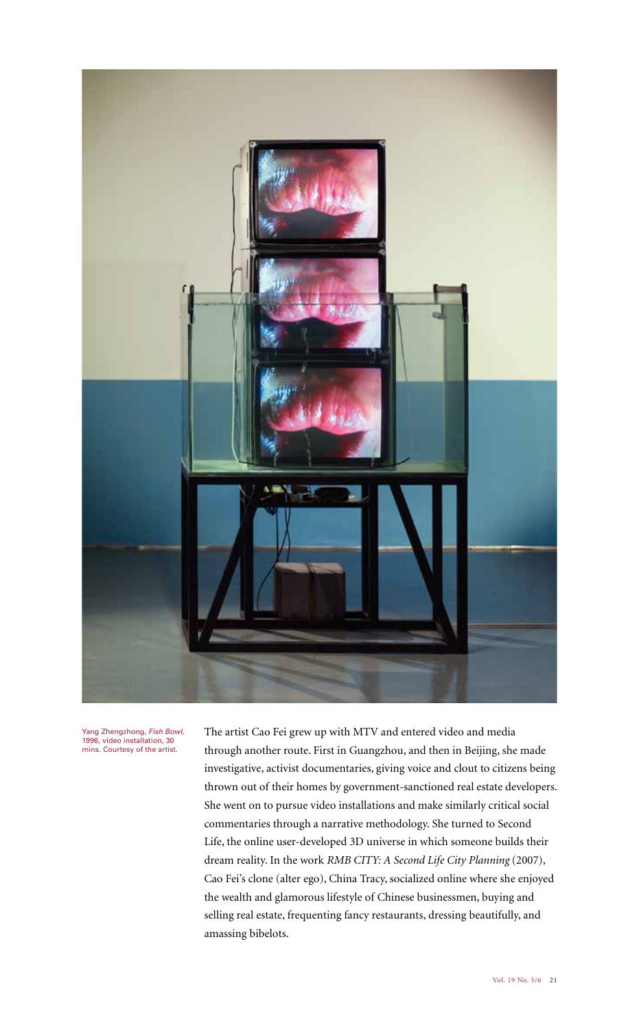Yang Zhengzhong, *Fish Bowl*, 1996, video installation, 30 mins. Courtesy of the artist.

The artist Cao Fei grew up with MTV and entered video and media through another route. First in Guangzhou, and then in Beijing, she made investigative, activist documentaries, giving voice and clout to citizens being thrown out of their homes by government-sanctioned real estate developers. She went on to pursue video installations and make similarly critical social commentaries through a narrative methodology. She turned to Second Life, the online user-developed 3D universe in which someone builds their dream reality. In the work *RMB CITY: A Second Life City Planning* (2007), Cao Fei's clone (alter ego), China Tracy, socialized online where she enjoyed the wealth and glamorous lifestyle of Chinese businessmen, buying and selling real estate, frequenting fancy restaurants, dressing beautifully, and amassing bibelots.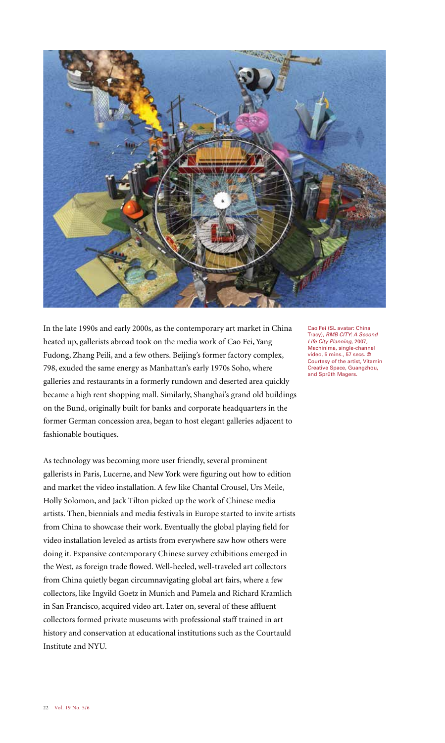Cao Fei (SL avatar: China Tracy), *RMB CITY: A Second Life City Planning*, 2007, Machinima, single-channel video, 5 mins., 57 secs. © Courtesy of the artist, Vitamin Creative Space, Guangzhou, and Sprüth Magers.

In the late 1990s and early 2000s, as the contemporary art market in China heated up, gallerists abroad took on the media work of Cao Fei, Yang Fudong, Zhang Peili, and a few others. Beijing's former factory complex, 798, exuded the same energy as Manhattan's early 1970s Soho, where galleries and restaurants in a formerly rundown and deserted area quickly became a high rent shopping mall. Similarly, Shanghai's grand old buildings on the Bund, originally built for banks and corporate headquarters in the former German concession area, began to host elegant galleries adjacent to fashionable boutiques.

As technology was becoming more user friendly, several prominent gallerists in Paris, Lucerne, and New York were figuring out how to edition and market the video installation. A few like Chantal Crousel, Urs Meile, Holly Solomon, and Jack Tilton picked up the work of Chinese media artists. Then, biennials and media festivals in Europe started to invite artists from China to showcase their work. Eventually the global playing field for video installation leveled as artists from everywhere saw how others were doing it. Expansive contemporary Chinese survey exhibitions emerged in the West, as foreign trade flowed. Well-heeled, well-traveled art collectors from China quietly began circumnavigating global art fairs, where a few collectors, like Ingvild Goetz in Munich and Pamela and Richard Kramlich in San Francisco, acquired video art. Later on, several of these affluent collectors formed private museums with professional staff trained in art history and conservation at educational institutions such as the Courtauld Institute and NYU.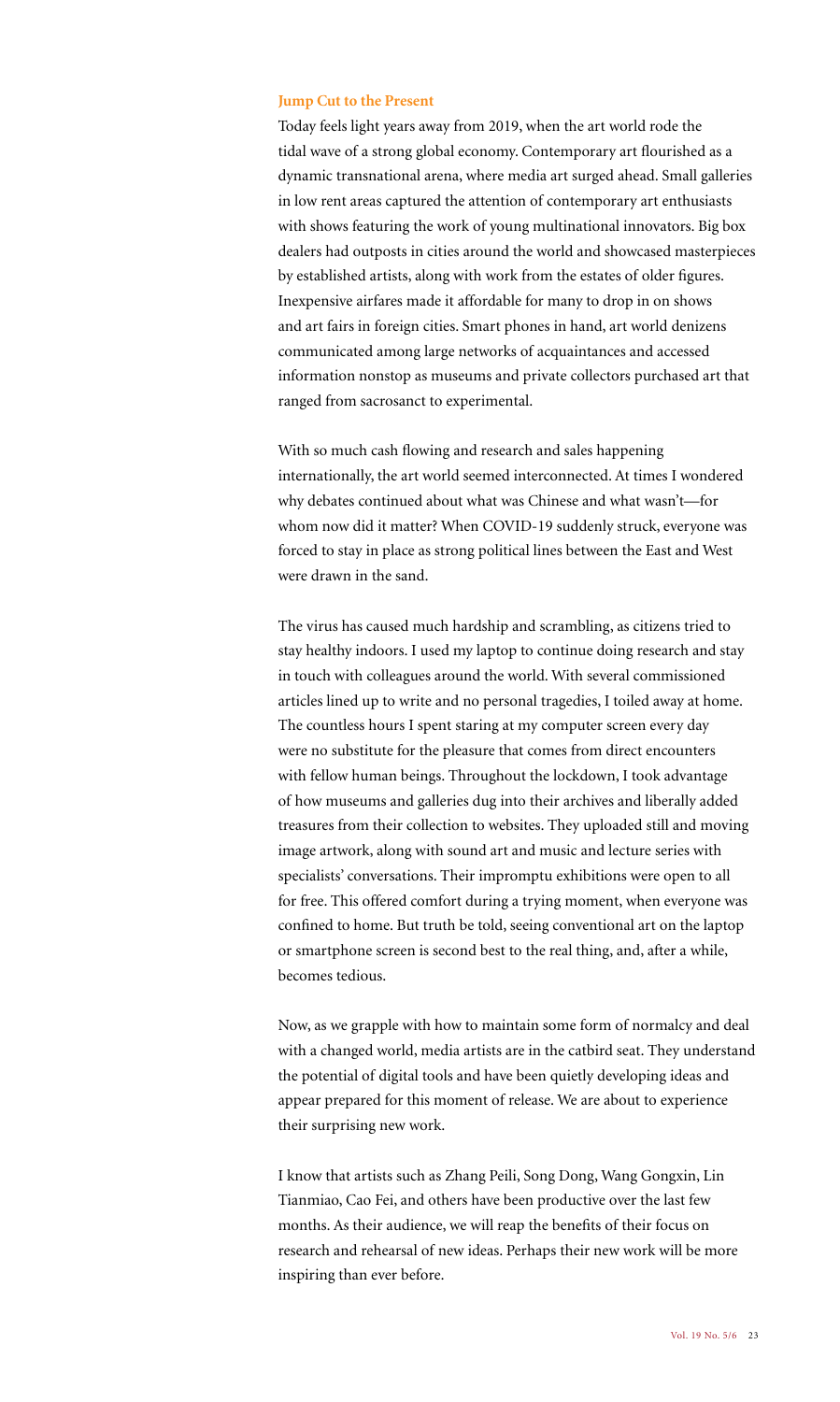### Jump Cut to the Present

Today feels light years away from 2019, when the art world rode the tidal wave of a strong global economy. Contemporary art flourished as a dynamic transnational arena, where media art surged ahead. Small galleries in low rent areas captured the attention of contemporary art enthusiasts with shows featuring the work of young multinational innovators. Big box dealers had outposts in cities around the world and showcased masterpieces by established artists, along with work from the estates of older figures. Inexpensive airfares made it affordable for many to drop in on shows and art fairs in foreign cities. Smart phones in hand, art world denizens communicated among large networks of acquaintances and accessed information nonstop as museums and private collectors purchased art that ranged from sacrosanct to experimental.

With so much cash flowing and research and sales happening internationally, the art world seemed interconnected. At times I wondered why debates continued about what was Chinese and what wasn't—for whom now did it matter? When COVID-19 suddenly struck, everyone was forced to stay in place as strong political lines between the East and West were drawn in the sand.

The virus has caused much hardship and scrambling, as citizens tried to stay healthy indoors. I used my laptop to continue doing research and stay in touch with colleagues around the world. With several commissioned articles lined up to write and no personal tragedies, I toiled away at home. The countless hours I spent staring at my computer screen every day were no substitute for the pleasure that comes from direct encounters with fellow human beings. Throughout the lockdown, I took advantage of how museums and galleries dug into their archives and liberally added treasures from their collection to websites. They uploaded still and moving image artwork, along with sound art and music and lecture series with specialists' conversations. Their impromptu exhibitions were open to all for free. This offered comfort during a trying moment, when everyone was confined to home. But truth be told, seeing conventional art on the laptop or smartphone screen is second best to the real thing, and, after a while, becomes tedious.

Now, as we grapple with how to maintain some form of normalcy and deal with a changed world, media artists are in the catbird seat. They understand the potential of digital tools and have been quietly developing ideas and appear prepared for this moment of release. We are about to experience their surprising new work.

I know that artists such as Zhang Peili, Song Dong, Wang Gongxin, Lin Tianmiao, Cao Fei, and others have been productive over the last few months. As their audience, we will reap the benefits of their focus on research and rehearsal of new ideas. Perhaps their new work will be more inspiring than ever before.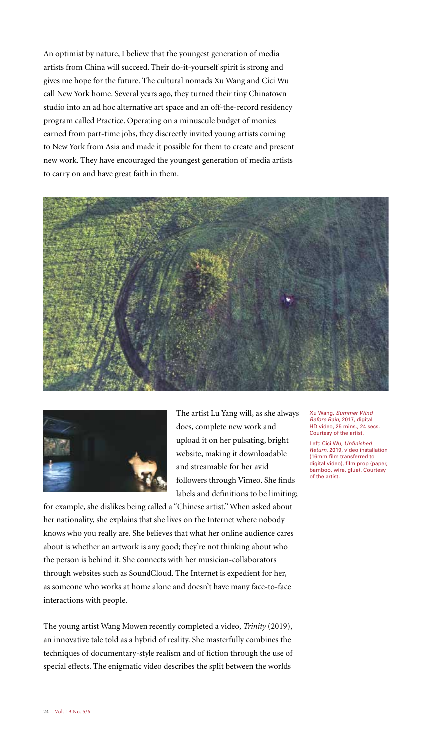An optimist by nature, I believe that the youngest generation of media artists from China will succeed. Their do-it-yourself spirit is strong and gives me hope for the future. The cultural nomads Xu Wang and Cici Wu call New York home. Several years ago, they turned their tiny Chinatown studio into an ad hoc alternative art space and an off-the-record residency program called Practice. Operating on a minuscule budget of monies earned from part-time jobs, they discreetly invited young artists coming to New York from Asia and made it possible for them to create and present new work. They have encouraged the youngest generation of media artists to carry on and have great faith in them.

Xu Wang, *Summer Wind Before Rain*, 2017, digital HD video, 25 mins., 24 secs. Courtesy of the artist.

Left: Cici Wu, *Unfinished Return*, 2019, video installation (16mm film transferred to digital video), film prop (paper, bamboo, wire, glue). Courtesy of the artist.

The artist Lu Yang will, as she always does, complete new work and upload it on her pulsating, bright website, making it downloadable and streamable for her avid followers through Vimeo. She finds labels and definitions to be limiting; for example, she dislikes being called a "Chinese artist." When asked about her nationality, she explains that she lives on the Internet where nobody knows who you really are. She believes that what her online audience cares about is whether an artwork is any good; they're not thinking about who the person is behind it. She connects with her musician-collaborators through websites such as SoundCloud. The Internet is expedient for her, as someone who works at home alone and doesn't have many face-to-face interactions with people.

The young artist Wang Mowen recently completed a video, *Trinity* (2019), an innovative tale told as a hybrid of reality. She masterfully combines the techniques of documentary-style realism and of fiction through the use of special effects. The enigmatic video describes the split between the worlds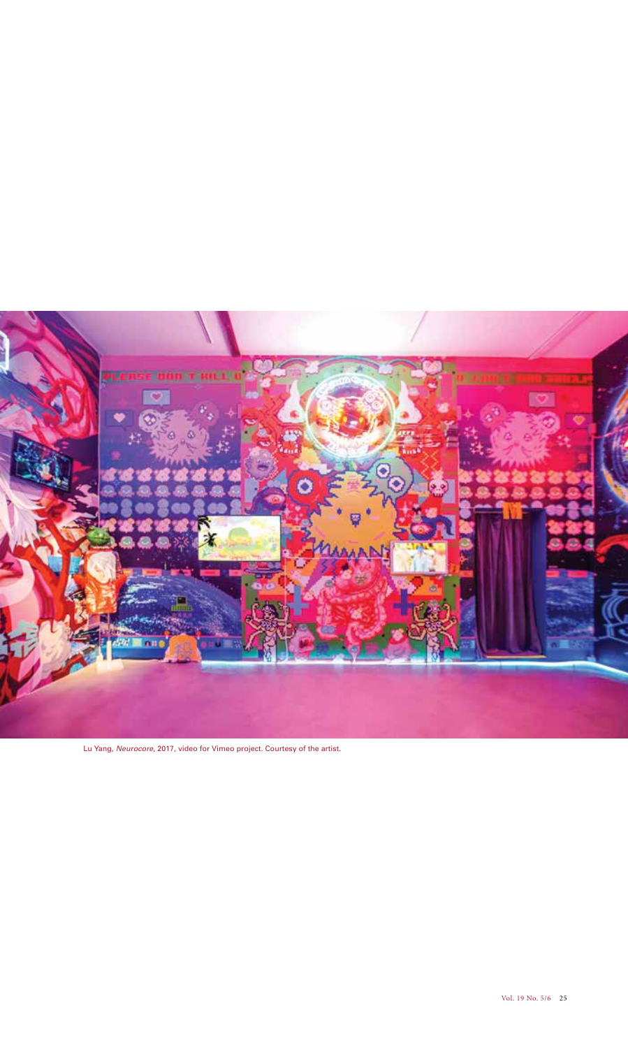Lu Yang, *Neurocore*, 2017, video for Vimeo project. Courtesy of the artist.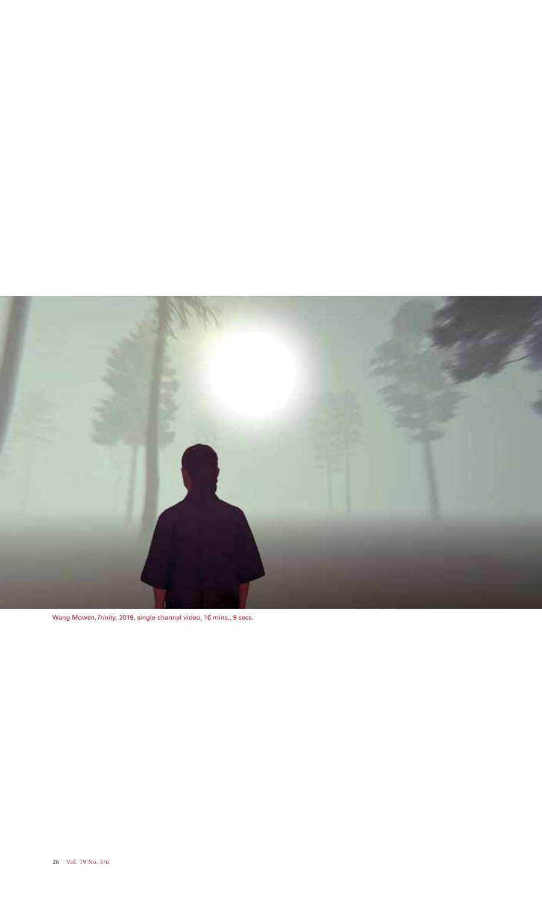Wang Mowen, *Trinity*, 2019, single-channel video, 16 mins., 9 secs.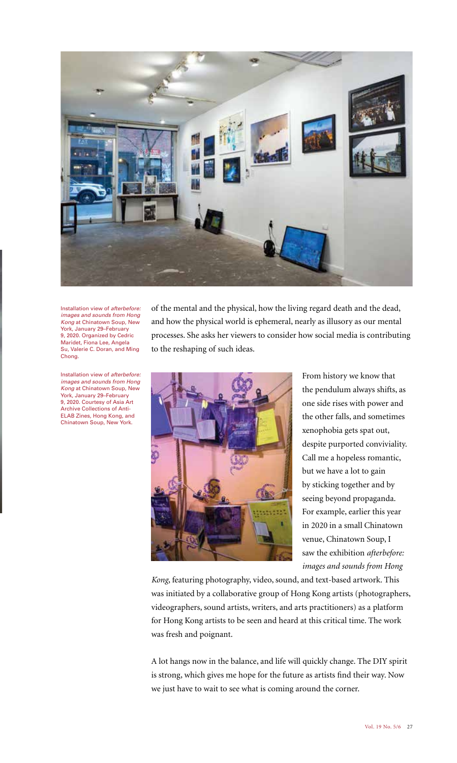Installation view of *afterbefore: images and sounds from Hong Kong* at Chinatown Soup, New York, January 29–February 9, 2020. Organized by Cedric Maridet, Fiona Lee, Angela Su, Valerie C. Doran, and Ming Chong.

Installation view of *afterbefore: images and sounds from Hong Kong* at Chinatown Soup, New York, January 29–February 9, 2020. Courtesy of Asia Art Archive Collections of Anti-ELAB Zines, Hong Kong, and Chinatown Soup, New York.

of the mental and the physical, how the living regard death and the dead, and how the physical world is ephemeral, nearly as illusory as our mental processes. She asks her viewers to consider how social media is contributing to the reshaping of such ideas.

From history we know that the pendulum always shifts, as one side rises with power and the other falls, and sometimes xenophobia gets spat out, despite purported conviviality. Call me a hopeless romantic, but we have a lot to gain by sticking together and by seeing beyond propaganda. For example, earlier this year in 2020 in a small Chinatown venue, Chinatown Soup, I saw the exhibition *afterbefore: images and sounds from Hong Kong*, featuring photography, video, sound, and text-based artwork. This was initiated by a collaborative group of Hong Kong artists (photographers, videographers, sound artists, writers, and arts practitioners) as a platform for Hong Kong artists to be seen and heard at this critical time. The work was fresh and poignant.

A lot hangs now in the balance, and life will quickly change. The DIY spirit is strong, which gives me hope for the future as artists find their way. Now we just have to wait to see what is coming around the corner.